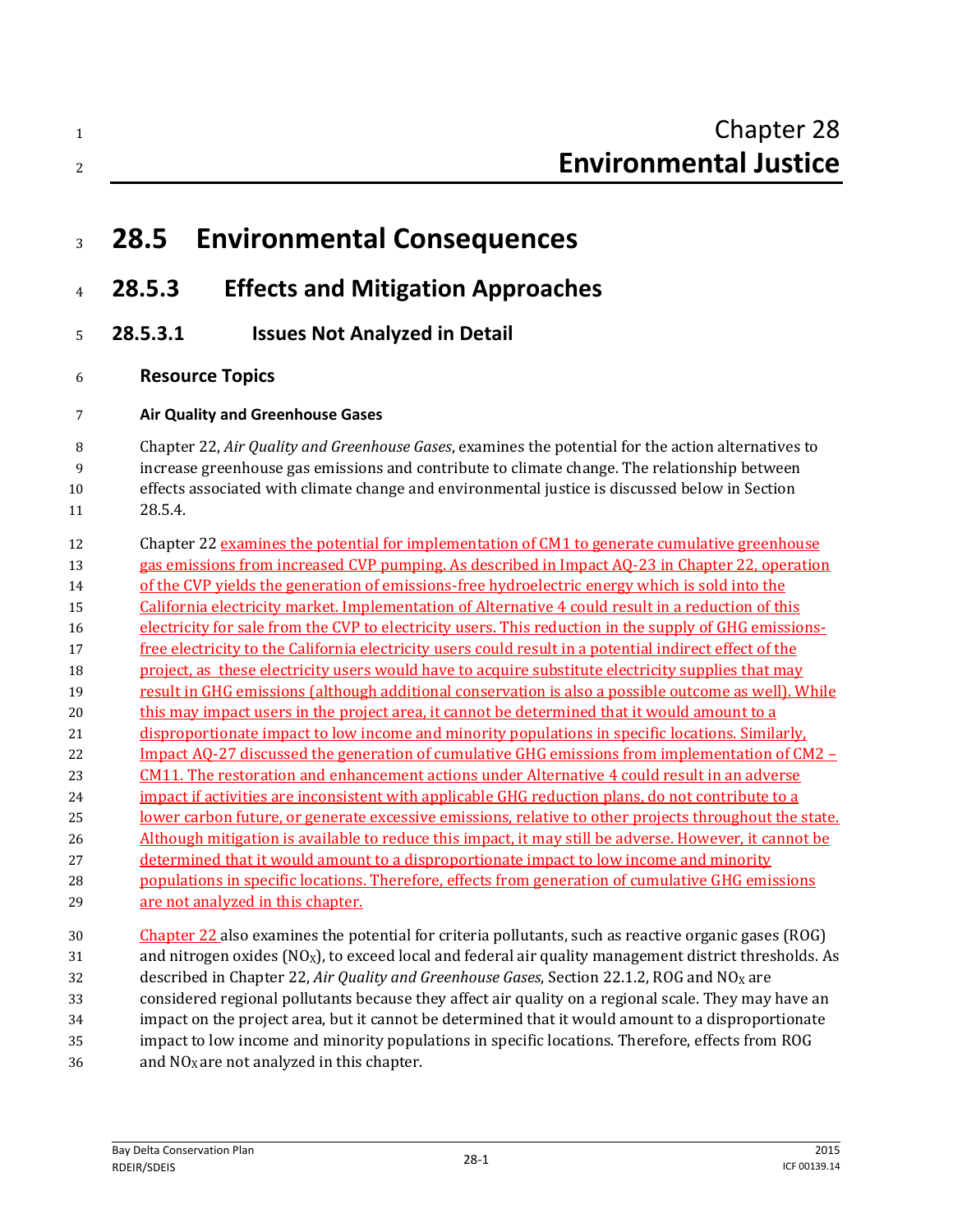# Chapter 28
# Environmental Justice

## 28.5 Environmental Consequences

## 28.5.3 Effects and Mitigation Approaches

### 28.5.3.1 Issues Not Analyzed in Detail

#### Resource Topics

**Air Quality and Greenhouse Gases**

Chapter 22, *Air Quality and Greenhouse Gases*, examines the potential for the action alternatives to increase greenhouse gas emissions and contribute to climate change. The relationship between effects associated with climate change and environmental justice is discussed below in Section 28.5.4.

Chapter 22 examines the potential for implementation of CM1 to generate cumulative greenhouse gas emissions from increased CVP pumping. As described in Impact AQ-23 in Chapter 22, operation of the CVP yields the generation of emissions-free hydroelectric energy which is sold into the California electricity market. Implementation of Alternative 4 could result in a reduction of this electricity for sale from the CVP to electricity users. This reduction in the supply of GHG emissions-free electricity to the California electricity users could result in a potential indirect effect of the project, as these electricity users would have to acquire substitute electricity supplies that may result in GHG emissions (although additional conservation is also a possible outcome as well). While this may impact users in the project area, it cannot be determined that it would amount to a disproportionate impact to low income and minority populations in specific locations. Similarly, Impact AQ-27 discussed the generation of cumulative GHG emissions from implementation of CM2 – CM11. The restoration and enhancement actions under Alternative 4 could result in an adverse impact if activities are inconsistent with applicable GHG reduction plans, do not contribute to a lower carbon future, or generate excessive emissions, relative to other projects throughout the state. Although mitigation is available to reduce this impact, it may still be adverse. However, it cannot be determined that it would amount to a disproportionate impact to low income and minority populations in specific locations. Therefore, effects from generation of cumulative GHG emissions are not analyzed in this chapter.

Chapter 22 also examines the potential for criteria pollutants, such as reactive organic gases (ROG) and nitrogen oxides ($NO_X$), to exceed local and federal air quality management district thresholds. As described in Chapter 22, *Air Quality and Greenhouse Gases*, Section 22.1.2, ROG and $NO_X$ are considered regional pollutants because they affect air quality on a regional scale. They may have an impact on the project area, but it cannot be determined that it would amount to a disproportionate impact to low income and minority populations in specific locations. Therefore, effects from ROG and $NO_X$ are not analyzed in this chapter.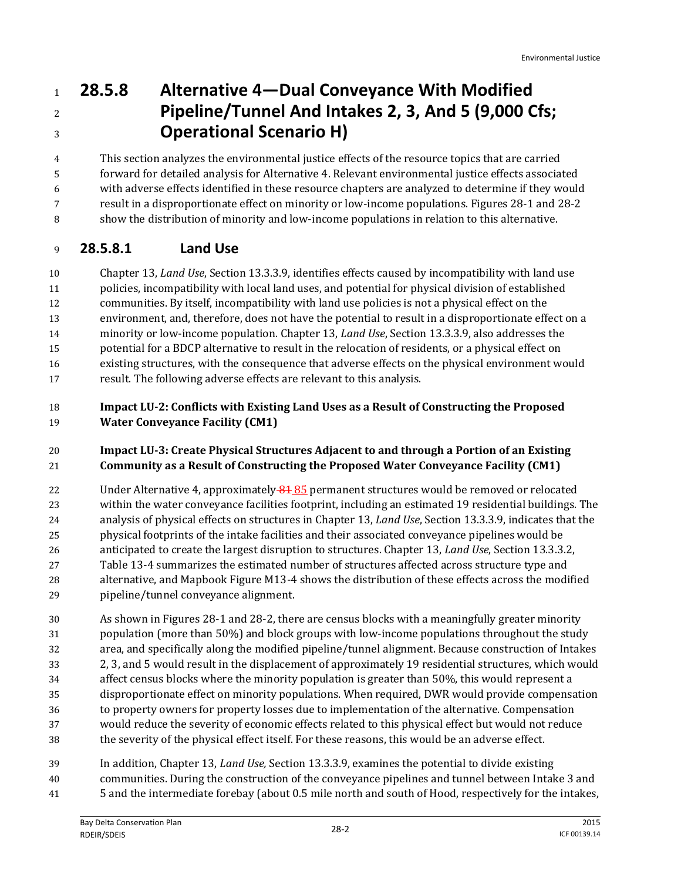## 28.5.8 Alternative 4—Dual Conveyance With Modified Pipeline/Tunnel And Intakes 2, 3, And 5 (9,000 Cfs; Operational Scenario H)

This section analyzes the environmental justice effects of the resource topics that are carried forward for detailed analysis for Alternative 4. Relevant environmental justice effects associated with adverse effects identified in these resource chapters are analyzed to determine if they would result in a disproportionate effect on minority or low-income populations. Figures 28-1 and 28-2 show the distribution of minority and low-income populations in relation to this alternative.

### 28.5.8.1 Land Use

Chapter 13, *Land Use*, Section 13.3.3.9, identifies effects caused by incompatibility with land use policies, incompatibility with local land uses, and potential for physical division of established communities. By itself, incompatibility with land use policies is not a physical effect on the environment, and, therefore, does not have the potential to result in a disproportionate effect on a minority or low-income population. Chapter 13, *Land Use*, Section 13.3.3.9, also addresses the potential for a BDCP alternative to result in the relocation of residents, or a physical effect on existing structures, with the consequence that adverse effects on the physical environment would result. The following adverse effects are relevant to this analysis.

**Impact LU-2: Conflicts with Existing Land Uses as a Result of Constructing the Proposed Water Conveyance Facility (CM1)**

**Impact LU-3: Create Physical Structures Adjacent to and through a Portion of an Existing Community as a Result of Constructing the Proposed Water Conveyance Facility (CM1)**

Under Alternative 4, approximately ~~81~~ 85 permanent structures would be removed or relocated within the water conveyance facilities footprint, including an estimated 19 residential buildings. The analysis of physical effects on structures in Chapter 13, *Land Use*, Section 13.3.3.9, indicates that the physical footprints of the intake facilities and their associated conveyance pipelines would be anticipated to create the largest disruption to structures. Chapter 13, *Land Use*, Section 13.3.3.2, Table 13-4 summarizes the estimated number of structures affected across structure type and alternative, and Mapbook Figure M13-4 shows the distribution of these effects across the modified pipeline/tunnel conveyance alignment.

As shown in Figures 28-1 and 28-2, there are census blocks with a meaningfully greater minority population (more than 50%) and block groups with low-income populations throughout the study area, and specifically along the modified pipeline/tunnel alignment. Because construction of Intakes 2, 3, and 5 would result in the displacement of approximately 19 residential structures, which would affect census blocks where the minority population is greater than 50%, this would represent a disproportionate effect on minority populations. When required, DWR would provide compensation to property owners for property losses due to implementation of the alternative. Compensation would reduce the severity of economic effects related to this physical effect but would not reduce the severity of the physical effect itself. For these reasons, this would be an adverse effect.

In addition, Chapter 13, *Land Use,* Section 13.3.3.9, examines the potential to divide existing communities. During the construction of the conveyance pipelines and tunnel between Intake 3 and 5 and the intermediate forebay (about 0.5 mile north and south of Hood, respectively for the intakes,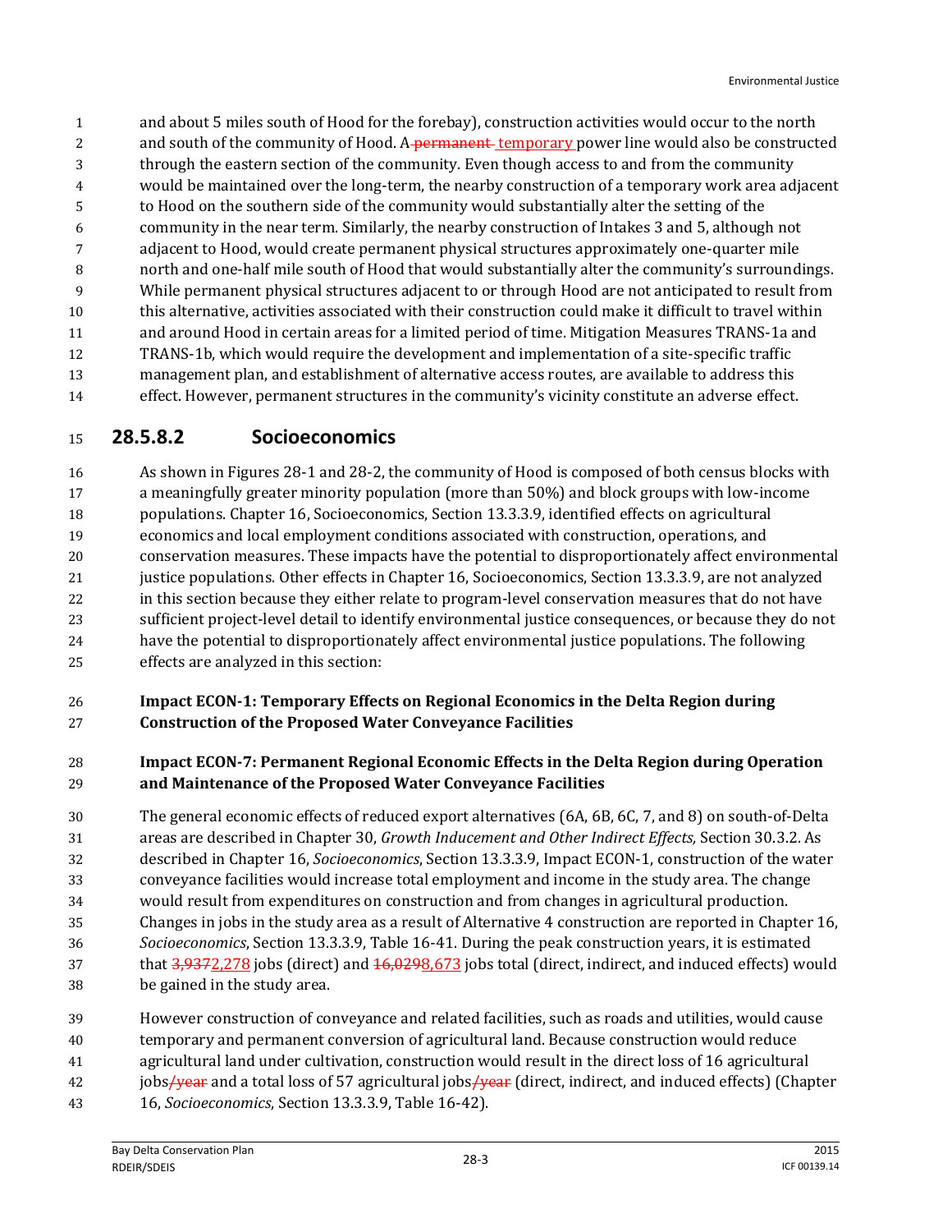and about 5 miles south of Hood for the forebay), construction activities would occur to the north and south of the community of Hood. A ~~permanent~~ temporary power line would also be constructed through the eastern section of the community. Even though access to and from the community would be maintained over the long-term, the nearby construction of a temporary work area adjacent to Hood on the southern side of the community would substantially alter the setting of the community in the near term. Similarly, the nearby construction of Intakes 3 and 5, although not adjacent to Hood, would create permanent physical structures approximately one-quarter mile north and one-half mile south of Hood that would substantially alter the community's surroundings. While permanent physical structures adjacent to or through Hood are not anticipated to result from this alternative, activities associated with their construction could make it difficult to travel within and around Hood in certain areas for a limited period of time. Mitigation Measures TRANS-1a and TRANS-1b, which would require the development and implementation of a site-specific traffic management plan, and establishment of alternative access routes, are available to address this effect. However, permanent structures in the community's vicinity constitute an adverse effect.

### 28.5.8.2 Socioeconomics

As shown in Figures 28-1 and 28-2, the community of Hood is composed of both census blocks with a meaningfully greater minority population (more than 50%) and block groups with low-income populations. Chapter 16, Socioeconomics, Section 13.3.3.9, identified effects on agricultural economics and local employment conditions associated with construction, operations, and conservation measures. These impacts have the potential to disproportionately affect environmental justice populations. Other effects in Chapter 16, Socioeconomics, Section 13.3.3.9, are not analyzed in this section because they either relate to program-level conservation measures that do not have sufficient project-level detail to identify environmental justice consequences, or because they do not have the potential to disproportionately affect environmental justice populations. The following effects are analyzed in this section:

**Impact ECON-1: Temporary Effects on Regional Economics in the Delta Region during Construction of the Proposed Water Conveyance Facilities**

**Impact ECON-7: Permanent Regional Economic Effects in the Delta Region during Operation and Maintenance of the Proposed Water Conveyance Facilities**

The general economic effects of reduced export alternatives (6A, 6B, 6C, 7, and 8) on south-of-Delta areas are described in Chapter 30, *Growth Inducement and Other Indirect Effects,* Section 30.3.2. As described in Chapter 16, *Socioeconomics*, Section 13.3.3.9, Impact ECON-1, construction of the water conveyance facilities would increase total employment and income in the study area. The change would result from expenditures on construction and from changes in agricultural production. Changes in jobs in the study area as a result of Alternative 4 construction are reported in Chapter 16, *Socioeconomics*, Section 13.3.3.9, Table 16-41. During the peak construction years, it is estimated that ~~3,937~~2,278 jobs (direct) and ~~16,029~~8,673 jobs total (direct, indirect, and induced effects) would be gained in the study area.

However construction of conveyance and related facilities, such as roads and utilities, would cause temporary and permanent conversion of agricultural land. Because construction would reduce agricultural land under cultivation, construction would result in the direct loss of 16 agricultural jobs~~/year~~ and a total loss of 57 agricultural jobs~~/year~~ (direct, indirect, and induced effects) (Chapter 16, *Socioeconomics*, Section 13.3.3.9, Table 16-42).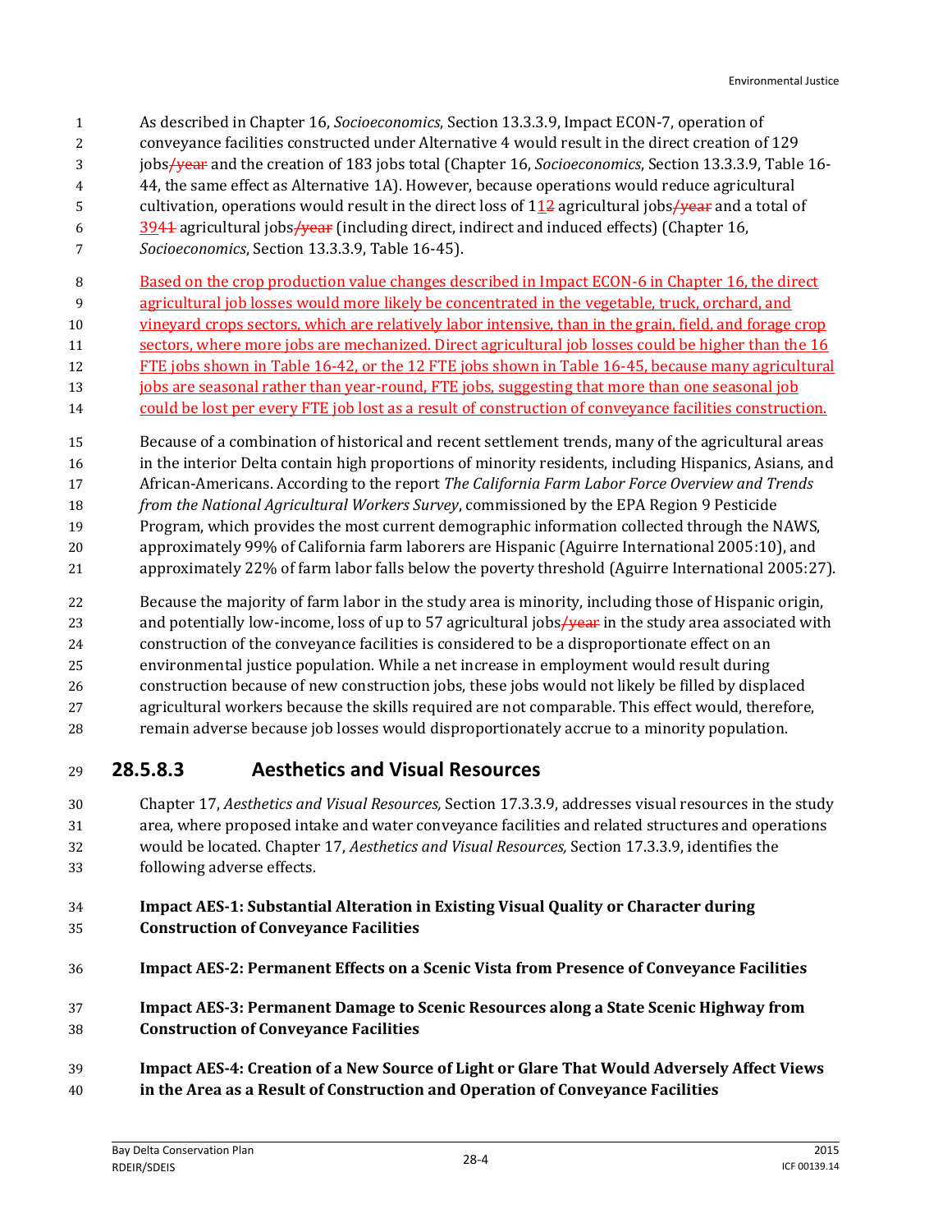As described in Chapter 16, *Socioeconomics*, Section 13.3.3.9, Impact ECON-7, operation of conveyance facilities constructed under Alternative 4 would result in the direct creation of 129 jobs~~/year~~ and the creation of 183 jobs total (Chapter 16, *Socioeconomics*, Section 13.3.3.9, Table 16-44, the same effect as Alternative 1A). However, because operations would reduce agricultural cultivation, operations would result in the direct loss of 1<u>1</u>~~2~~ agricultural jobs~~/year~~ and a total of <u>39</u>~~41~~ agricultural jobs~~/year~~ (including direct, indirect and induced effects) (Chapter 16, *Socioeconomics*, Section 13.3.3.9, Table 16-45).

<u>Based on the crop production value changes described in Impact ECON-6 in Chapter 16, the direct agricultural job losses would more likely be concentrated in the vegetable, truck, orchard, and vineyard crops sectors, which are relatively labor intensive, than in the grain, field, and forage crop sectors, where more jobs are mechanized. Direct agricultural job losses could be higher than the 16 FTE jobs shown in Table 16-42, or the 12 FTE jobs shown in Table 16-45, because many agricultural jobs are seasonal rather than year-round, FTE jobs, suggesting that more than one seasonal job could be lost per every FTE job lost as a result of construction of conveyance facilities construction.</u>

Because of a combination of historical and recent settlement trends, many of the agricultural areas in the interior Delta contain high proportions of minority residents, including Hispanics, Asians, and African-Americans. According to the report *The California Farm Labor Force Overview and Trends from the National Agricultural Workers Survey*, commissioned by the EPA Region 9 Pesticide Program, which provides the most current demographic information collected through the NAWS, approximately 99% of California farm laborers are Hispanic (Aguirre International 2005:10), and approximately 22% of farm labor falls below the poverty threshold (Aguirre International 2005:27).

Because the majority of farm labor in the study area is minority, including those of Hispanic origin, and potentially low-income, loss of up to 57 agricultural jobs~~/year~~ in the study area associated with construction of the conveyance facilities is considered to be a disproportionate effect on an environmental justice population. While a net increase in employment would result during construction because of new construction jobs, these jobs would not likely be filled by displaced agricultural workers because the skills required are not comparable. This effect would, therefore, remain adverse because job losses would disproportionately accrue to a minority population.

## 28.5.8.3 Aesthetics and Visual Resources

Chapter 17, *Aesthetics and Visual Resources,* Section 17.3.3.9, addresses visual resources in the study area, where proposed intake and water conveyance facilities and related structures and operations would be located. Chapter 17, *Aesthetics and Visual Resources,* Section 17.3.3.9, identifies the following adverse effects.

**Impact AES-1: Substantial Alteration in Existing Visual Quality or Character during Construction of Conveyance Facilities**

**Impact AES-2: Permanent Effects on a Scenic Vista from Presence of Conveyance Facilities**

**Impact AES-3: Permanent Damage to Scenic Resources along a State Scenic Highway from Construction of Conveyance Facilities**

**Impact AES-4: Creation of a New Source of Light or Glare That Would Adversely Affect Views in the Area as a Result of Construction and Operation of Conveyance Facilities**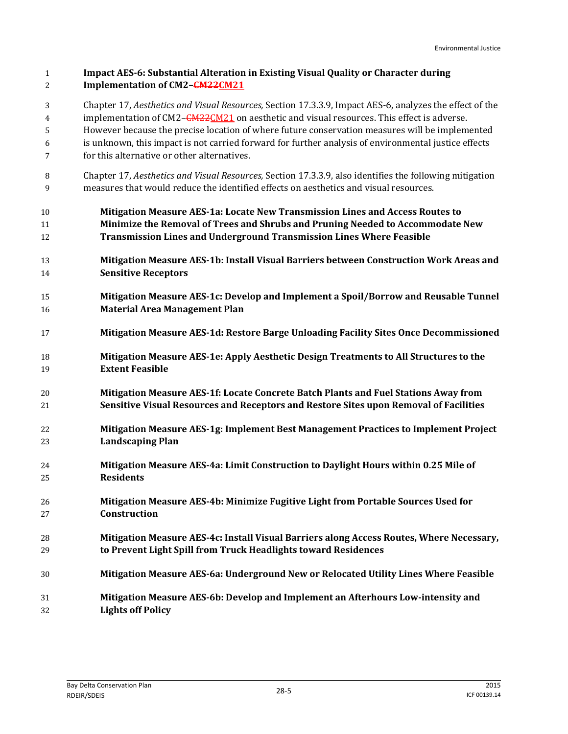**Impact AES-6: Substantial Alteration in Existing Visual Quality or Character during Implementation of CM2–~~CM22~~CM21**

Chapter 17, *Aesthetics and Visual Resources,* Section 17.3.3.9, Impact AES-6, analyzes the effect of the implementation of CM2–~~CM22~~CM21 on aesthetic and visual resources. This effect is adverse. However because the precise location of where future conservation measures will be implemented is unknown, this impact is not carried forward for further analysis of environmental justice effects for this alternative or other alternatives.

Chapter 17, *Aesthetics and Visual Resources,* Section 17.3.3.9, also identifies the following mitigation measures that would reduce the identified effects on aesthetics and visual resources.

**Mitigation Measure AES-1a: Locate New Transmission Lines and Access Routes to Minimize the Removal of Trees and Shrubs and Pruning Needed to Accommodate New Transmission Lines and Underground Transmission Lines Where Feasible**

**Mitigation Measure AES-1b: Install Visual Barriers between Construction Work Areas and Sensitive Receptors**

**Mitigation Measure AES-1c: Develop and Implement a Spoil/Borrow and Reusable Tunnel Material Area Management Plan**

**Mitigation Measure AES-1d: Restore Barge Unloading Facility Sites Once Decommissioned**

**Mitigation Measure AES-1e: Apply Aesthetic Design Treatments to All Structures to the Extent Feasible**

**Mitigation Measure AES-1f: Locate Concrete Batch Plants and Fuel Stations Away from Sensitive Visual Resources and Receptors and Restore Sites upon Removal of Facilities**

**Mitigation Measure AES-1g: Implement Best Management Practices to Implement Project Landscaping Plan**

**Mitigation Measure AES-4a: Limit Construction to Daylight Hours within 0.25 Mile of Residents**

**Mitigation Measure AES-4b: Minimize Fugitive Light from Portable Sources Used for Construction**

**Mitigation Measure AES-4c: Install Visual Barriers along Access Routes, Where Necessary, to Prevent Light Spill from Truck Headlights toward Residences**

**Mitigation Measure AES-6a: Underground New or Relocated Utility Lines Where Feasible**

**Mitigation Measure AES-6b: Develop and Implement an Afterhours Low-intensity and Lights off Policy**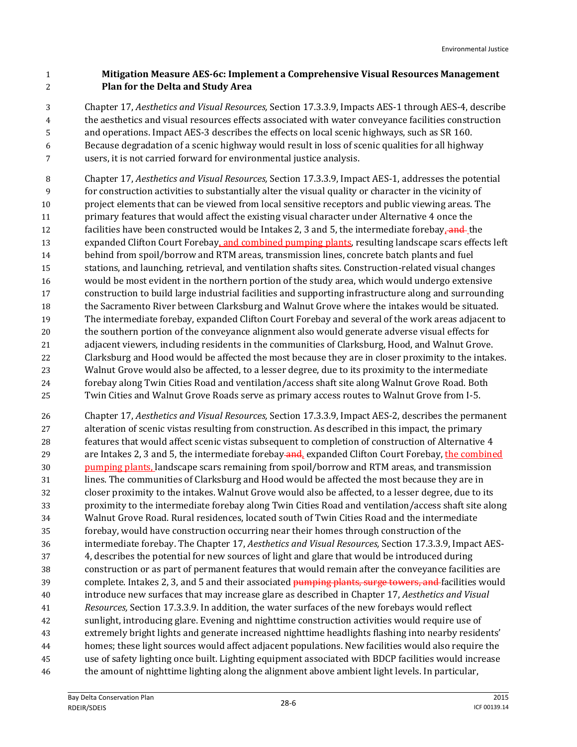**Mitigation Measure AES-6c: Implement a Comprehensive Visual Resources Management Plan for the Delta and Study Area**

Chapter 17, *Aesthetics and Visual Resources,* Section 17.3.3.9, Impacts AES-1 through AES-4, describe the aesthetics and visual resources effects associated with water conveyance facilities construction and operations. Impact AES-3 describes the effects on local scenic highways, such as SR 160. Because degradation of a scenic highway would result in loss of scenic qualities for all highway users, it is not carried forward for environmental justice analysis.

Chapter 17, *Aesthetics and Visual Resources,* Section 17.3.3.9, Impact AES-1, addresses the potential for construction activities to substantially alter the visual quality or character in the vicinity of project elements that can be viewed from local sensitive receptors and public viewing areas. The primary features that would affect the existing visual character under Alternative 4 once the facilities have been constructed would be Intakes 2, 3 and 5, the intermediate forebay, ~~and~~ the expanded Clifton Court Forebay, and combined pumping plants, resulting landscape scars effects left behind from spoil/borrow and RTM areas, transmission lines, concrete batch plants and fuel stations, and launching, retrieval, and ventilation shafts sites. Construction-related visual changes would be most evident in the northern portion of the study area, which would undergo extensive construction to build large industrial facilities and supporting infrastructure along and surrounding the Sacramento River between Clarksburg and Walnut Grove where the intakes would be situated. The intermediate forebay, expanded Clifton Court Forebay and several of the work areas adjacent to the southern portion of the conveyance alignment also would generate adverse visual effects for adjacent viewers, including residents in the communities of Clarksburg, Hood, and Walnut Grove. Clarksburg and Hood would be affected the most because they are in closer proximity to the intakes. Walnut Grove would also be affected, to a lesser degree, due to its proximity to the intermediate forebay along Twin Cities Road and ventilation/access shaft site along Walnut Grove Road. Both Twin Cities and Walnut Grove Roads serve as primary access routes to Walnut Grove from I-5.

Chapter 17, *Aesthetics and Visual Resources,* Section 17.3.3.9, Impact AES-2, describes the permanent alteration of scenic vistas resulting from construction. As described in this impact, the primary features that would affect scenic vistas subsequent to completion of construction of Alternative 4 are Intakes 2, 3 and 5, the intermediate forebay ~~and~~, expanded Clifton Court Forebay, the combined pumping plants, landscape scars remaining from spoil/borrow and RTM areas, and transmission lines. The communities of Clarksburg and Hood would be affected the most because they are in closer proximity to the intakes. Walnut Grove would also be affected, to a lesser degree, due to its proximity to the intermediate forebay along Twin Cities Road and ventilation/access shaft site along Walnut Grove Road. Rural residences, located south of Twin Cities Road and the intermediate forebay, would have construction occurring near their homes through construction of the intermediate forebay. The Chapter 17, *Aesthetics and Visual Resources,* Section 17.3.3.9, Impact AES-4, describes the potential for new sources of light and glare that would be introduced during construction or as part of permanent features that would remain after the conveyance facilities are complete. Intakes 2, 3, and 5 and their associated ~~pumping plants, surge towers, and~~ facilities would introduce new surfaces that may increase glare as described in Chapter 17, *Aesthetics and Visual Resources,* Section 17.3.3.9. In addition, the water surfaces of the new forebays would reflect sunlight, introducing glare. Evening and nighttime construction activities would require use of extremely bright lights and generate increased nighttime headlights flashing into nearby residents' homes; these light sources would affect adjacent populations. New facilities would also require the use of safety lighting once built. Lighting equipment associated with BDCP facilities would increase the amount of nighttime lighting along the alignment above ambient light levels. In particular,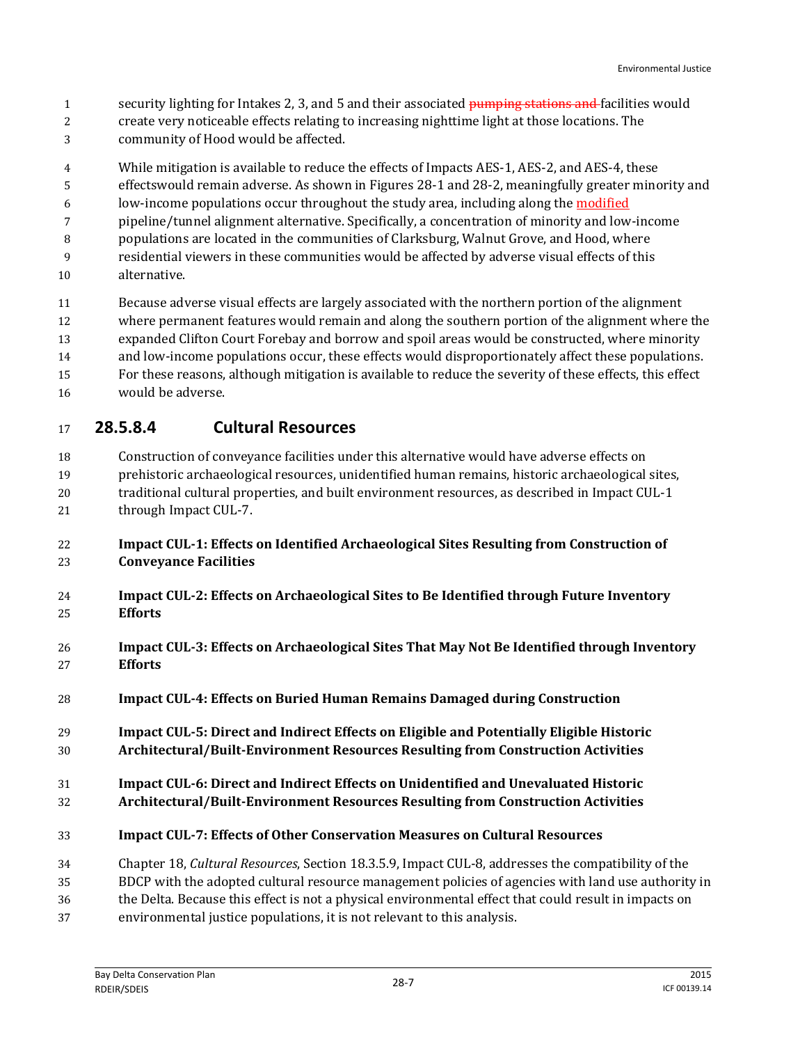security lighting for Intakes 2, 3, and 5 and their associated ~~pumping stations and~~ facilities would create very noticeable effects relating to increasing nighttime light at those locations. The community of Hood would be affected.

While mitigation is available to reduce the effects of Impacts AES-1, AES-2, and AES-4, these effectswould remain adverse. As shown in Figures 28-1 and 28-2, meaningfully greater minority and low-income populations occur throughout the study area, including along the modified pipeline/tunnel alignment alternative. Specifically, a concentration of minority and low-income populations are located in the communities of Clarksburg, Walnut Grove, and Hood, where residential viewers in these communities would be affected by adverse visual effects of this alternative.

Because adverse visual effects are largely associated with the northern portion of the alignment where permanent features would remain and along the southern portion of the alignment where the expanded Clifton Court Forebay and borrow and spoil areas would be constructed, where minority and low-income populations occur, these effects would disproportionately affect these populations. For these reasons, although mitigation is available to reduce the severity of these effects, this effect would be adverse.

### 28.5.8.4 Cultural Resources

Construction of conveyance facilities under this alternative would have adverse effects on prehistoric archaeological resources, unidentified human remains, historic archaeological sites, traditional cultural properties, and built environment resources, as described in Impact CUL-1 through Impact CUL-7.

**Impact CUL-1: Effects on Identified Archaeological Sites Resulting from Construction of Conveyance Facilities**

**Impact CUL-2: Effects on Archaeological Sites to Be Identified through Future Inventory Efforts**

**Impact CUL-3: Effects on Archaeological Sites That May Not Be Identified through Inventory Efforts**

**Impact CUL-4: Effects on Buried Human Remains Damaged during Construction**

**Impact CUL-5: Direct and Indirect Effects on Eligible and Potentially Eligible Historic Architectural/Built-Environment Resources Resulting from Construction Activities**

**Impact CUL-6: Direct and Indirect Effects on Unidentified and Unevaluated Historic Architectural/Built-Environment Resources Resulting from Construction Activities**

**Impact CUL-7: Effects of Other Conservation Measures on Cultural Resources**

Chapter 18, *Cultural Resources*, Section 18.3.5.9, Impact CUL-8, addresses the compatibility of the BDCP with the adopted cultural resource management policies of agencies with land use authority in the Delta. Because this effect is not a physical environmental effect that could result in impacts on environmental justice populations, it is not relevant to this analysis.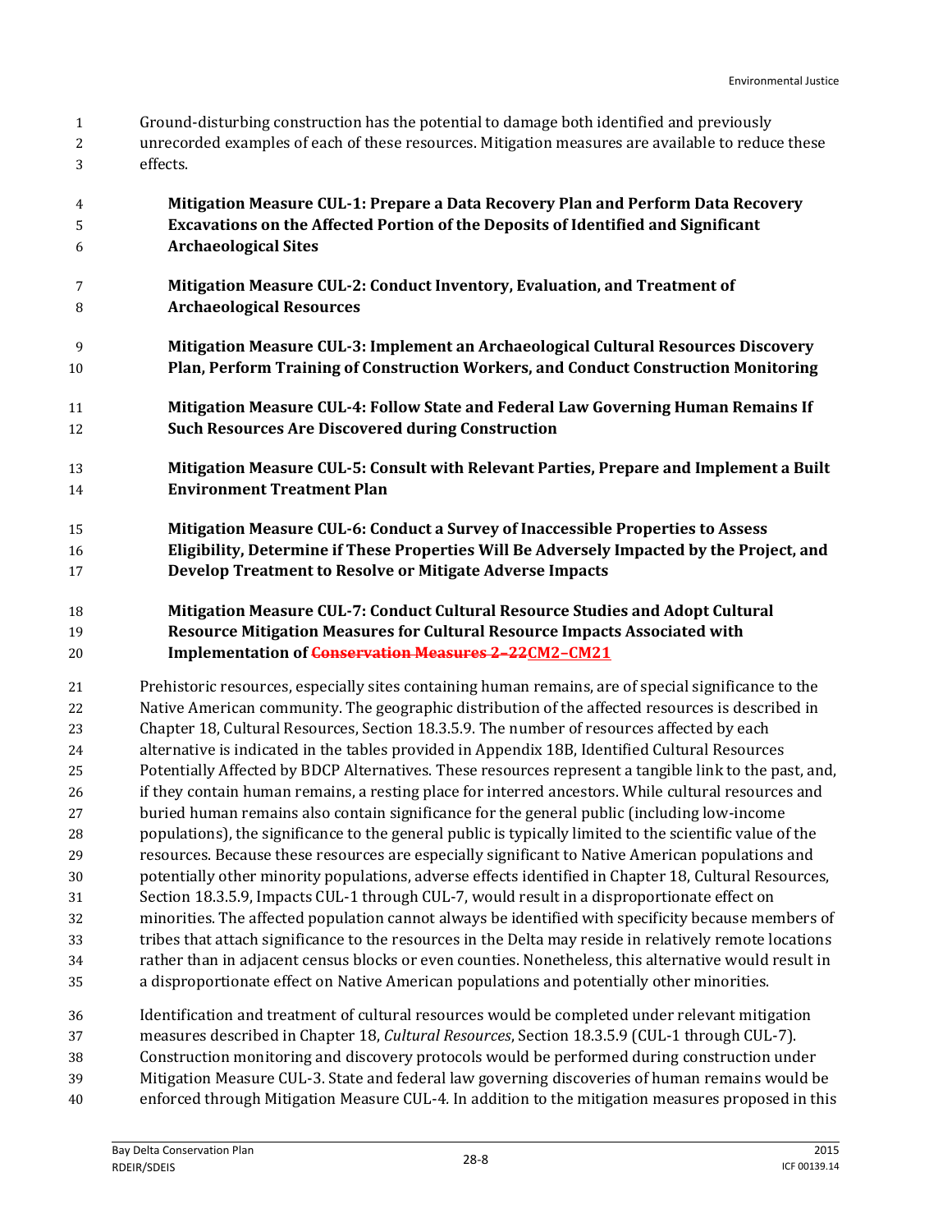Ground-disturbing construction has the potential to damage both identified and previously unrecorded examples of each of these resources. Mitigation measures are available to reduce these effects.

**Mitigation Measure CUL-1: Prepare a Data Recovery Plan and Perform Data Recovery Excavations on the Affected Portion of the Deposits of Identified and Significant Archaeological Sites**

**Mitigation Measure CUL-2: Conduct Inventory, Evaluation, and Treatment of Archaeological Resources**

**Mitigation Measure CUL-3: Implement an Archaeological Cultural Resources Discovery Plan, Perform Training of Construction Workers, and Conduct Construction Monitoring**

**Mitigation Measure CUL-4: Follow State and Federal Law Governing Human Remains If Such Resources Are Discovered during Construction**

**Mitigation Measure CUL-5: Consult with Relevant Parties, Prepare and Implement a Built Environment Treatment Plan**

**Mitigation Measure CUL-6: Conduct a Survey of Inaccessible Properties to Assess Eligibility, Determine if These Properties Will Be Adversely Impacted by the Project, and Develop Treatment to Resolve or Mitigate Adverse Impacts**

**Mitigation Measure CUL-7: Conduct Cultural Resource Studies and Adopt Cultural Resource Mitigation Measures for Cultural Resource Impacts Associated with Implementation of ~~Conservation Measures 2–22~~CM2–CM21**

Prehistoric resources, especially sites containing human remains, are of special significance to the Native American community. The geographic distribution of the affected resources is described in Chapter 18, Cultural Resources, Section 18.3.5.9. The number of resources affected by each alternative is indicated in the tables provided in Appendix 18B, Identified Cultural Resources Potentially Affected by BDCP Alternatives. These resources represent a tangible link to the past, and, if they contain human remains, a resting place for interred ancestors. While cultural resources and buried human remains also contain significance for the general public (including low-income populations), the significance to the general public is typically limited to the scientific value of the resources. Because these resources are especially significant to Native American populations and potentially other minority populations, adverse effects identified in Chapter 18, Cultural Resources, Section 18.3.5.9, Impacts CUL-1 through CUL-7, would result in a disproportionate effect on minorities. The affected population cannot always be identified with specificity because members of tribes that attach significance to the resources in the Delta may reside in relatively remote locations rather than in adjacent census blocks or even counties. Nonetheless, this alternative would result in a disproportionate effect on Native American populations and potentially other minorities.

Identification and treatment of cultural resources would be completed under relevant mitigation measures described in Chapter 18, *Cultural Resources*, Section 18.3.5.9 (CUL-1 through CUL-7). Construction monitoring and discovery protocols would be performed during construction under Mitigation Measure CUL-3. State and federal law governing discoveries of human remains would be enforced through Mitigation Measure CUL-4. In addition to the mitigation measures proposed in this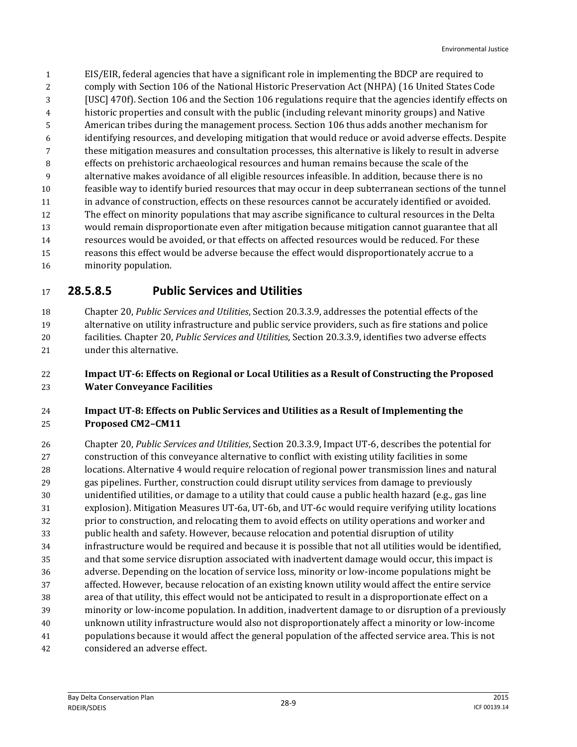EIS/EIR, federal agencies that have a significant role in implementing the BDCP are required to comply with Section 106 of the National Historic Preservation Act (NHPA) (16 United States Code [USC] 470f). Section 106 and the Section 106 regulations require that the agencies identify effects on historic properties and consult with the public (including relevant minority groups) and Native American tribes during the management process. Section 106 thus adds another mechanism for identifying resources, and developing mitigation that would reduce or avoid adverse effects. Despite these mitigation measures and consultation processes, this alternative is likely to result in adverse effects on prehistoric archaeological resources and human remains because the scale of the alternative makes avoidance of all eligible resources infeasible. In addition, because there is no feasible way to identify buried resources that may occur in deep subterranean sections of the tunnel in advance of construction, effects on these resources cannot be accurately identified or avoided. The effect on minority populations that may ascribe significance to cultural resources in the Delta would remain disproportionate even after mitigation because mitigation cannot guarantee that all resources would be avoided, or that effects on affected resources would be reduced. For these reasons this effect would be adverse because the effect would disproportionately accrue to a minority population.

### 28.5.8.5 Public Services and Utilities

Chapter 20, *Public Services and Utilities*, Section 20.3.3.9, addresses the potential effects of the alternative on utility infrastructure and public service providers, such as fire stations and police facilities. Chapter 20, *Public Services and Utilities*, Section 20.3.3.9, identifies two adverse effects under this alternative.

**Impact UT-6: Effects on Regional or Local Utilities as a Result of Constructing the Proposed Water Conveyance Facilities**

**Impact UT-8: Effects on Public Services and Utilities as a Result of Implementing the Proposed CM2–CM11**

Chapter 20, *Public Services and Utilities*, Section 20.3.3.9, Impact UT-6, describes the potential for construction of this conveyance alternative to conflict with existing utility facilities in some locations. Alternative 4 would require relocation of regional power transmission lines and natural gas pipelines. Further, construction could disrupt utility services from damage to previously unidentified utilities, or damage to a utility that could cause a public health hazard (e.g., gas line explosion). Mitigation Measures UT-6a, UT-6b, and UT-6c would require verifying utility locations prior to construction, and relocating them to avoid effects on utility operations and worker and public health and safety. However, because relocation and potential disruption of utility infrastructure would be required and because it is possible that not all utilities would be identified, and that some service disruption associated with inadvertent damage would occur, this impact is adverse. Depending on the location of service loss, minority or low-income populations might be affected. However, because relocation of an existing known utility would affect the entire service area of that utility, this effect would not be anticipated to result in a disproportionate effect on a minority or low-income population. In addition, inadvertent damage to or disruption of a previously unknown utility infrastructure would also not disproportionately affect a minority or low-income populations because it would affect the general population of the affected service area. This is not considered an adverse effect.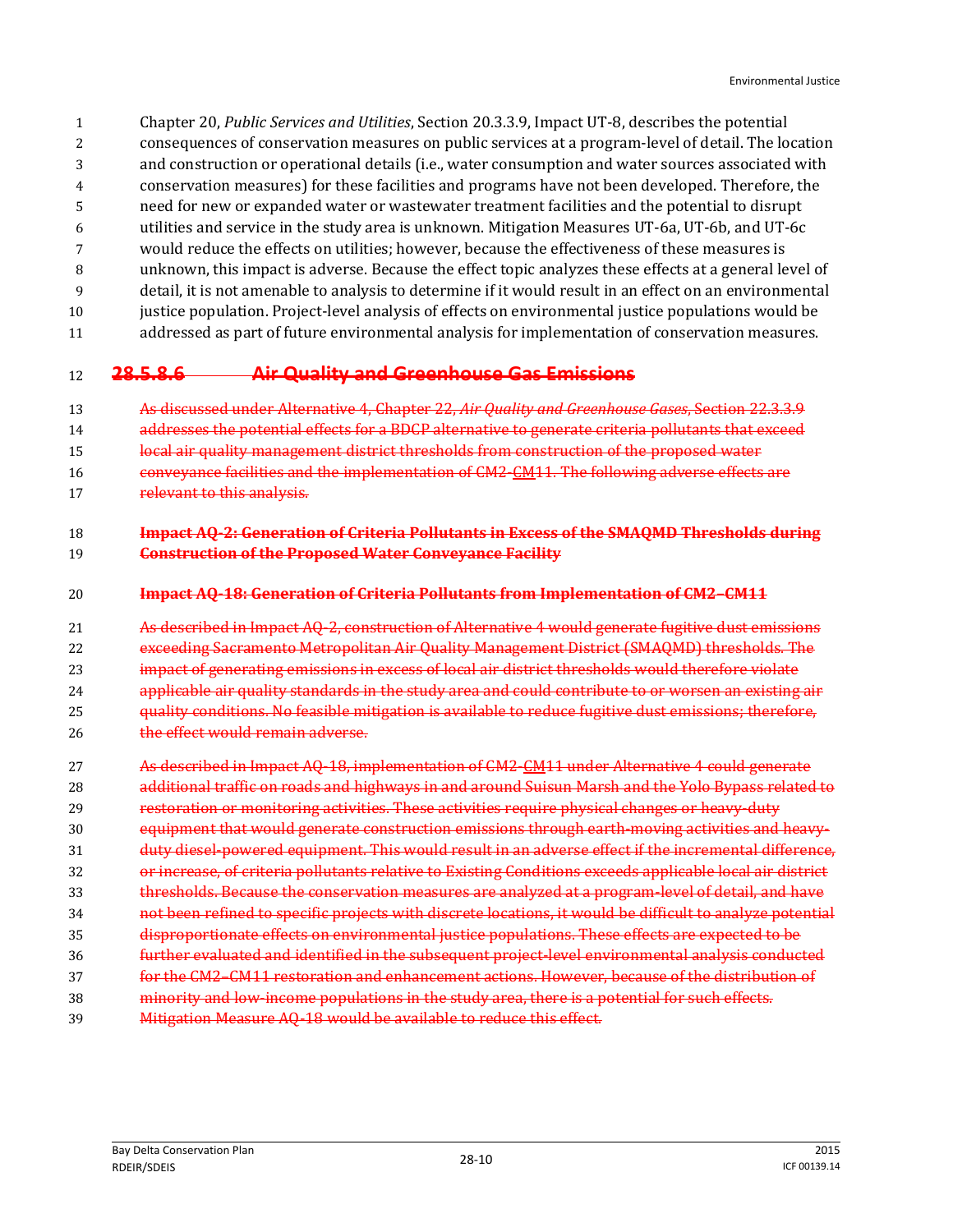Chapter 20, *Public Services and Utilities*, Section 20.3.3.9, Impact UT-8, describes the potential consequences of conservation measures on public services at a program-level of detail. The location and construction or operational details (i.e., water consumption and water sources associated with conservation measures) for these facilities and programs have not been developed. Therefore, the need for new or expanded water or wastewater treatment facilities and the potential to disrupt utilities and service in the study area is unknown. Mitigation Measures UT-6a, UT-6b, and UT-6c would reduce the effects on utilities; however, because the effectiveness of these measures is unknown, this impact is adverse. Because the effect topic analyzes these effects at a general level of detail, it is not amenable to analysis to determine if it would result in an effect on an environmental justice population. Project-level analysis of effects on environmental justice populations would be addressed as part of future environmental analysis for implementation of conservation measures.

### ~~28.5.8.6 Air Quality and Greenhouse Gas Emissions~~

~~As discussed under Alternative 4, Chapter 22, *Air Quality and Greenhouse Gases*, Section 22.3.3.9 addresses the potential effects for a BDCP alternative to generate criteria pollutants that exceed local air quality management district thresholds from construction of the proposed water conveyance facilities and the implementation of CM2-CM11. The following adverse effects are relevant to this analysis.~~

~~**Impact AQ-2: Generation of Criteria Pollutants in Excess of the SMAQMD Thresholds during Construction of the Proposed Water Conveyance Facility**~~

~~**Impact AQ-18: Generation of Criteria Pollutants from Implementation of CM2–CM11**~~

~~As described in Impact AQ-2, construction of Alternative 4 would generate fugitive dust emissions exceeding Sacramento Metropolitan Air Quality Management District (SMAQMD) thresholds. The impact of generating emissions in excess of local air district thresholds would therefore violate applicable air quality standards in the study area and could contribute to or worsen an existing air quality conditions. No feasible mitigation is available to reduce fugitive dust emissions; therefore, the effect would remain adverse.~~

~~As described in Impact AQ-18, implementation of CM2-CM11 under Alternative 4 could generate additional traffic on roads and highways in and around Suisun Marsh and the Yolo Bypass related to restoration or monitoring activities. These activities require physical changes or heavy-duty equipment that would generate construction emissions through earth-moving activities and heavy-duty diesel-powered equipment. This would result in an adverse effect if the incremental difference, or increase, of criteria pollutants relative to Existing Conditions exceeds applicable local air district thresholds. Because the conservation measures are analyzed at a program-level of detail, and have not been refined to specific projects with discrete locations, it would be difficult to analyze potential disproportionate effects on environmental justice populations. These effects are expected to be further evaluated and identified in the subsequent project-level environmental analysis conducted for the CM2–CM11 restoration and enhancement actions. However, because of the distribution of minority and low-income populations in the study area, there is a potential for such effects. Mitigation Measure AQ-18 would be available to reduce this effect.~~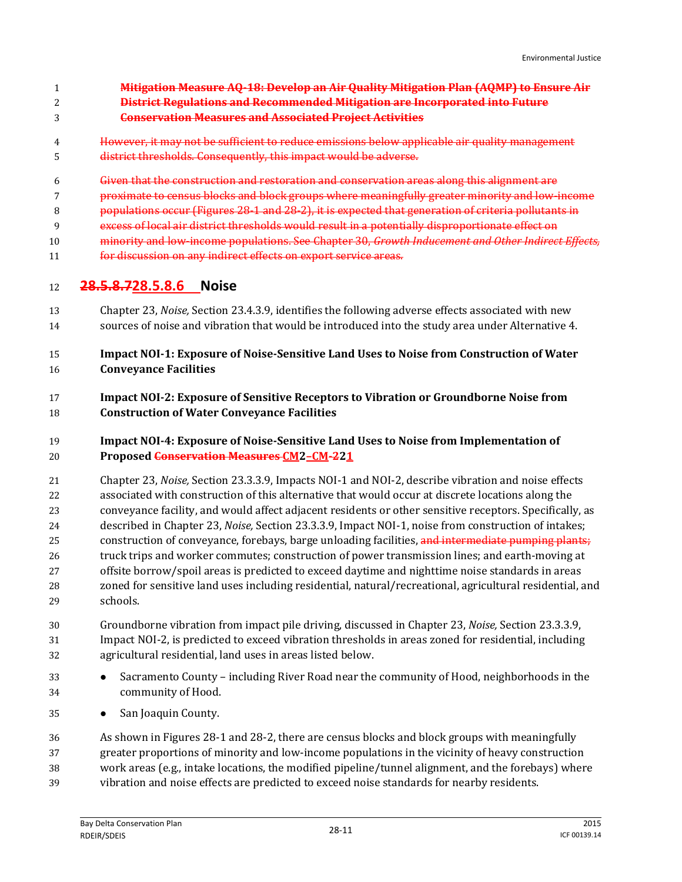~~**Mitigation Measure AQ-18: Develop an Air Quality Mitigation Plan (AQMP) to Ensure Air District Regulations and Recommended Mitigation are Incorporated into Future Conservation Measures and Associated Project Activities**~~

~~However, it may not be sufficient to reduce emissions below applicable air quality management district thresholds. Consequently, this impact would be adverse.~~

~~Given that the construction and restoration and conservation areas along this alignment are proximate to census blocks and block groups where meaningfully greater minority and low-income populations occur (Figures 28-1 and 28-2), it is expected that generation of criteria pollutants in excess of local air district thresholds would result in a potentially disproportionate effect on minority and low-income populations. See Chapter 30, *Growth Inducement and Other Indirect Effects,* for discussion on any indirect effects on export service areas.~~

## ~~28.5.8.7~~28.5.8.6 Noise

Chapter 23, *Noise,* Section 23.4.3.9, identifies the following adverse effects associated with new sources of noise and vibration that would be introduced into the study area under Alternative 4.

**Impact NOI-1: Exposure of Noise-Sensitive Land Uses to Noise from Construction of Water Conveyance Facilities**

**Impact NOI-2: Exposure of Sensitive Receptors to Vibration or Groundborne Noise from Construction of Water Conveyance Facilities**

**Impact NOI-4: Exposure of Noise-Sensitive Land Uses to Noise from Implementation of Proposed ~~Conservation Measures~~ CM2–~~CM-~~2~~2~~1**

Chapter 23, *Noise,* Section 23.3.3.9, Impacts NOI-1 and NOI-2, describe vibration and noise effects associated with construction of this alternative that would occur at discrete locations along the conveyance facility, and would affect adjacent residents or other sensitive receptors. Specifically, as described in Chapter 23, *Noise,* Section 23.3.3.9, Impact NOI-1, noise from construction of intakes; construction of conveyance, forebays, barge unloading facilities, ~~and intermediate pumping plants;~~ truck trips and worker commutes; construction of power transmission lines; and earth-moving at offsite borrow/spoil areas is predicted to exceed daytime and nighttime noise standards in areas zoned for sensitive land uses including residential, natural/recreational, agricultural residential, and schools.

Groundborne vibration from impact pile driving, discussed in Chapter 23, *Noise,* Section 23.3.3.9, Impact NOI-2, is predicted to exceed vibration thresholds in areas zoned for residential, including agricultural residential, land uses in areas listed below.

- Sacramento County – including River Road near the community of Hood, neighborhoods in the community of Hood.
- San Joaquin County.

As shown in Figures 28-1 and 28-2, there are census blocks and block groups with meaningfully greater proportions of minority and low-income populations in the vicinity of heavy construction work areas (e.g., intake locations, the modified pipeline/tunnel alignment, and the forebays) where vibration and noise effects are predicted to exceed noise standards for nearby residents.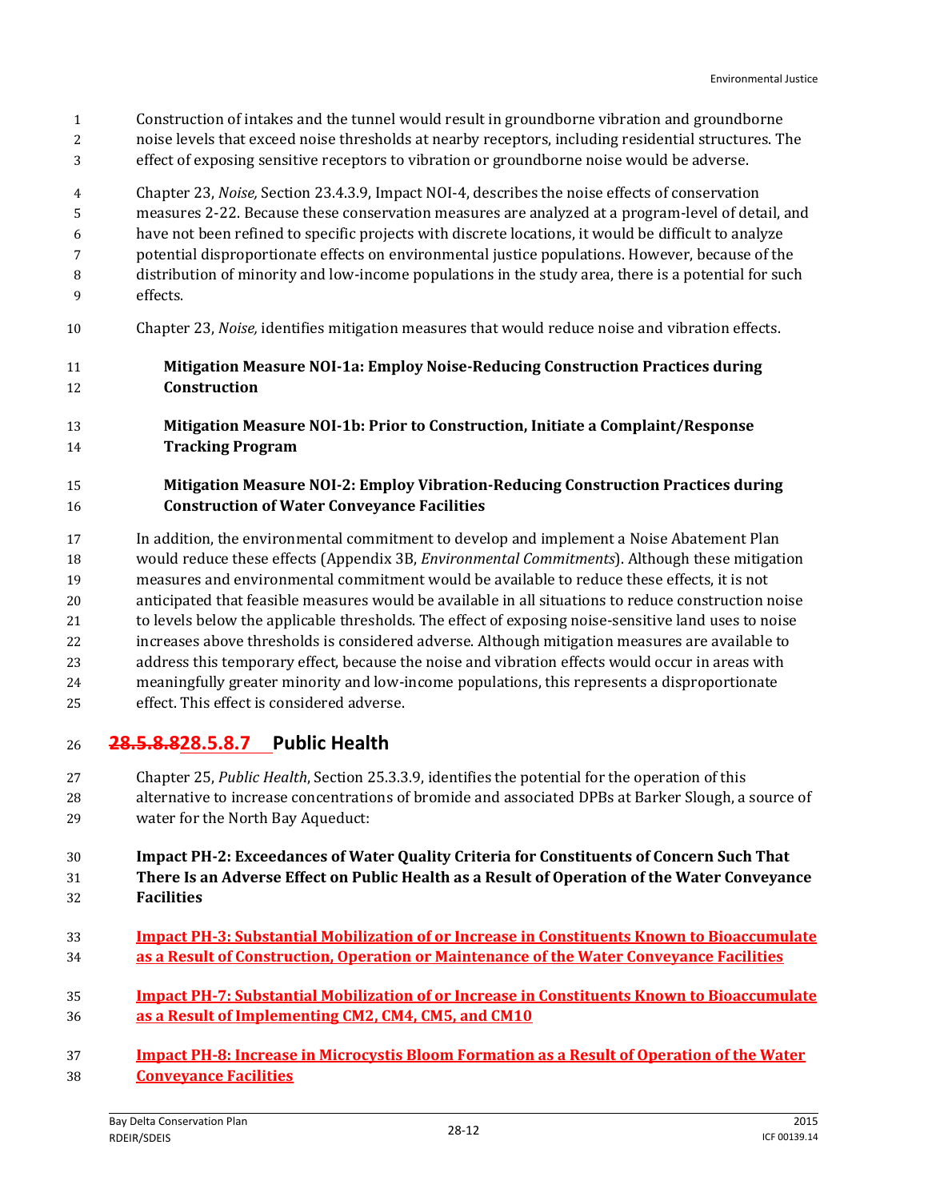Construction of intakes and the tunnel would result in groundborne vibration and groundborne noise levels that exceed noise thresholds at nearby receptors, including residential structures. The effect of exposing sensitive receptors to vibration or groundborne noise would be adverse.

Chapter 23, *Noise,* Section 23.4.3.9, Impact NOI-4, describes the noise effects of conservation measures 2-22. Because these conservation measures are analyzed at a program-level of detail, and have not been refined to specific projects with discrete locations, it would be difficult to analyze potential disproportionate effects on environmental justice populations. However, because of the distribution of minority and low-income populations in the study area, there is a potential for such effects.

Chapter 23, *Noise,* identifies mitigation measures that would reduce noise and vibration effects.

**Mitigation Measure NOI-1a: Employ Noise-Reducing Construction Practices during Construction**

**Mitigation Measure NOI-1b: Prior to Construction, Initiate a Complaint/Response Tracking Program**

**Mitigation Measure NOI-2: Employ Vibration-Reducing Construction Practices during Construction of Water Conveyance Facilities**

In addition, the environmental commitment to develop and implement a Noise Abatement Plan would reduce these effects (Appendix 3B, *Environmental Commitments*). Although these mitigation measures and environmental commitment would be available to reduce these effects, it is not anticipated that feasible measures would be available in all situations to reduce construction noise to levels below the applicable thresholds. The effect of exposing noise-sensitive land uses to noise increases above thresholds is considered adverse. Although mitigation measures are available to address this temporary effect, because the noise and vibration effects would occur in areas with meaningfully greater minority and low-income populations, this represents a disproportionate effect. This effect is considered adverse.

## ~~28.5.8.8~~28.5.8.7 Public Health

Chapter 25, *Public Health*, Section 25.3.3.9, identifies the potential for the operation of this alternative to increase concentrations of bromide and associated DPBs at Barker Slough, a source of water for the North Bay Aqueduct:

**Impact PH-2: Exceedances of Water Quality Criteria for Constituents of Concern Such That There Is an Adverse Effect on Public Health as a Result of Operation of the Water Conveyance Facilities**

**Impact PH-3: Substantial Mobilization of or Increase in Constituents Known to Bioaccumulate as a Result of Construction, Operation or Maintenance of the Water Conveyance Facilities**

**Impact PH-7: Substantial Mobilization of or Increase in Constituents Known to Bioaccumulate as a Result of Implementing CM2, CM4, CM5, and CM10**

**Impact PH-8: Increase in Microcystis Bloom Formation as a Result of Operation of the Water Conveyance Facilities**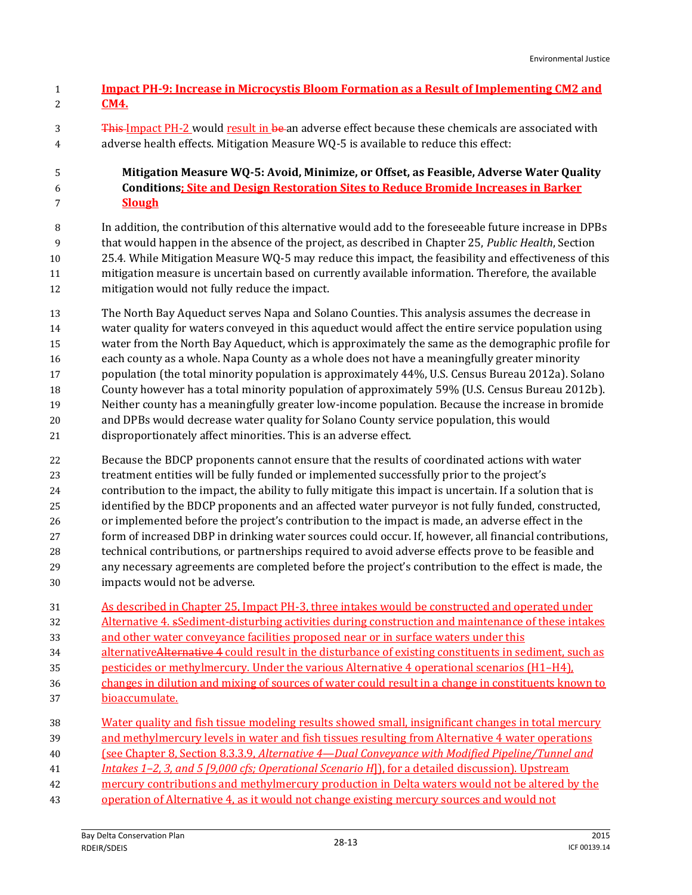**Impact PH-9: Increase in Microcystis Bloom Formation as a Result of Implementing CM2 and CM4.**

This Impact PH-2 would result in be an adverse effect because these chemicals are associated with adverse health effects. Mitigation Measure WQ-5 is available to reduce this effect:

> **Mitigation Measure WQ-5: Avoid, Minimize, or Offset, as Feasible, Adverse Water Quality Conditions; Site and Design Restoration Sites to Reduce Bromide Increases in Barker Slough**

In addition, the contribution of this alternative would add to the foreseeable future increase in DPBs that would happen in the absence of the project, as described in Chapter 25, *Public Health*, Section 25.4. While Mitigation Measure WQ-5 may reduce this impact, the feasibility and effectiveness of this mitigation measure is uncertain based on currently available information. Therefore, the available mitigation would not fully reduce the impact.

The North Bay Aqueduct serves Napa and Solano Counties. This analysis assumes the decrease in water quality for waters conveyed in this aqueduct would affect the entire service population using water from the North Bay Aqueduct, which is approximately the same as the demographic profile for each county as a whole. Napa County as a whole does not have a meaningfully greater minority population (the total minority population is approximately 44%, U.S. Census Bureau 2012a). Solano County however has a total minority population of approximately 59% (U.S. Census Bureau 2012b). Neither county has a meaningfully greater low-income population. Because the increase in bromide and DPBs would decrease water quality for Solano County service population, this would disproportionately affect minorities. This is an adverse effect.

Because the BDCP proponents cannot ensure that the results of coordinated actions with water treatment entities will be fully funded or implemented successfully prior to the project's contribution to the impact, the ability to fully mitigate this impact is uncertain. If a solution that is identified by the BDCP proponents and an affected water purveyor is not fully funded, constructed, or implemented before the project's contribution to the impact is made, an adverse effect in the form of increased DBP in drinking water sources could occur. If, however, all financial contributions, technical contributions, or partnerships required to avoid adverse effects prove to be feasible and any necessary agreements are completed before the project's contribution to the effect is made, the impacts would not be adverse.

As described in Chapter 25, Impact PH-3, three intakes would be constructed and operated under Alternative 4. sSediment-disturbing activities during construction and maintenance of these intakes and other water conveyance facilities proposed near or in surface waters under this alternativeAlternative 4 could result in the disturbance of existing constituents in sediment, such as pesticides or methylmercury. Under the various Alternative 4 operational scenarios (H1–H4), changes in dilution and mixing of sources of water could result in a change in constituents known to bioaccumulate.

Water quality and fish tissue modeling results showed small, insignificant changes in total mercury and methylmercury levels in water and fish tissues resulting from Alternative 4 water operations (see Chapter 8, Section 8.3.3.9, *Alternative 4—Dual Conveyance with Modified Pipeline/Tunnel and Intakes 1–2, 3, and 5 [9,000 cfs; Operational Scenario H]*), for a detailed discussion). Upstream mercury contributions and methylmercury production in Delta waters would not be altered by the operation of Alternative 4, as it would not change existing mercury sources and would not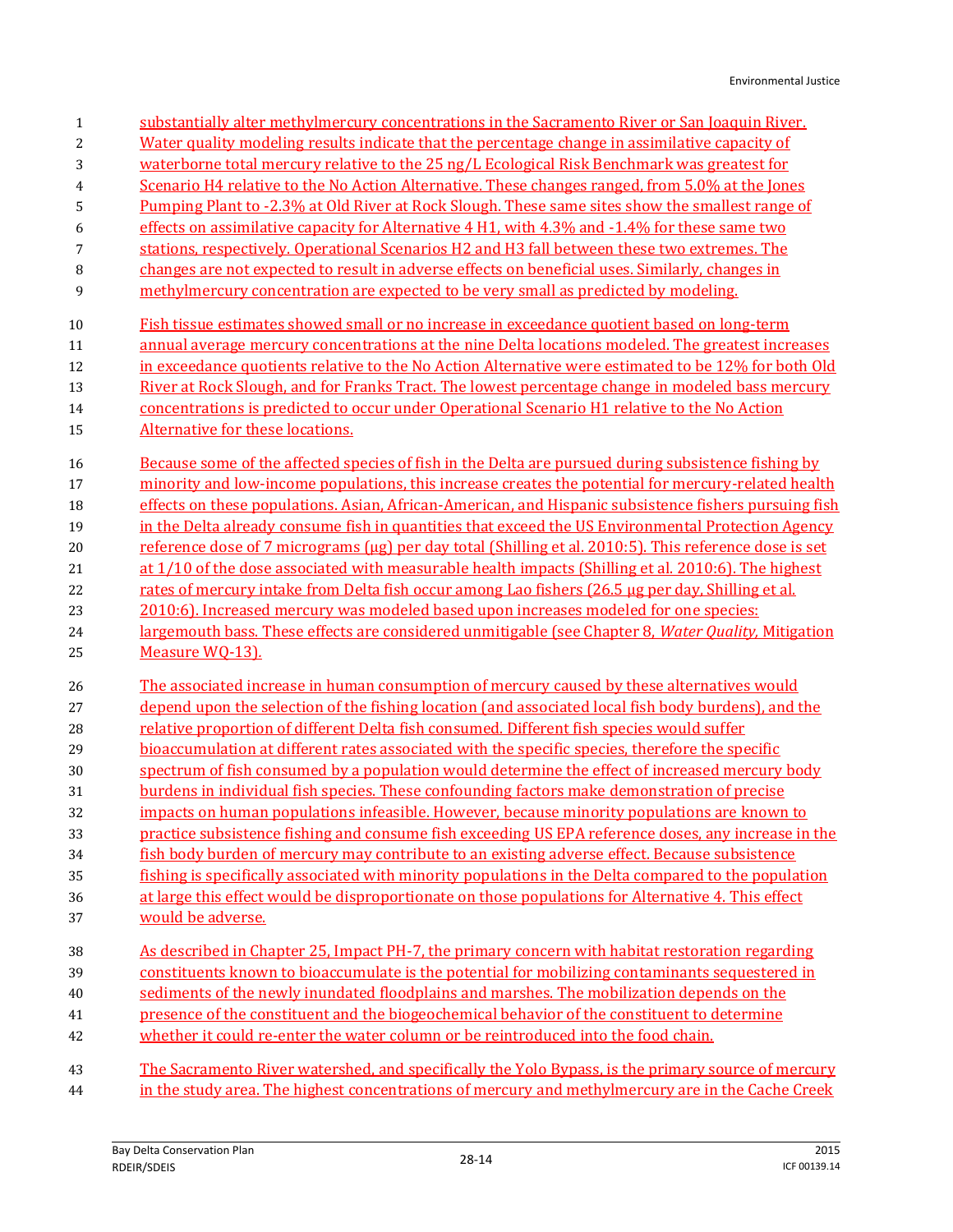substantially alter methylmercury concentrations in the Sacramento River or San Joaquin River. Water quality modeling results indicate that the percentage change in assimilative capacity of waterborne total mercury relative to the 25 ng/L Ecological Risk Benchmark was greatest for Scenario H4 relative to the No Action Alternative. These changes ranged, from 5.0% at the Jones Pumping Plant to -2.3% at Old River at Rock Slough. These same sites show the smallest range of effects on assimilative capacity for Alternative 4 H1, with 4.3% and -1.4% for these same two stations, respectively. Operational Scenarios H2 and H3 fall between these two extremes. The changes are not expected to result in adverse effects on beneficial uses. Similarly, changes in methylmercury concentration are expected to be very small as predicted by modeling.

Fish tissue estimates showed small or no increase in exceedance quotient based on long-term annual average mercury concentrations at the nine Delta locations modeled. The greatest increases in exceedance quotients relative to the No Action Alternative were estimated to be 12% for both Old River at Rock Slough, and for Franks Tract. The lowest percentage change in modeled bass mercury concentrations is predicted to occur under Operational Scenario H1 relative to the No Action Alternative for these locations.

Because some of the affected species of fish in the Delta are pursued during subsistence fishing by minority and low-income populations, this increase creates the potential for mercury-related health effects on these populations. Asian, African-American, and Hispanic subsistence fishers pursuing fish in the Delta already consume fish in quantities that exceed the US Environmental Protection Agency reference dose of 7 micrograms (µg) per day total (Shilling et al. 2010:5). This reference dose is set at 1/10 of the dose associated with measurable health impacts (Shilling et al. 2010:6). The highest rates of mercury intake from Delta fish occur among Lao fishers (26.5 µg per day, Shilling et al. 2010:6). Increased mercury was modeled based upon increases modeled for one species: largemouth bass. These effects are considered unmitigable (see Chapter 8, *Water Quality*, Mitigation Measure WQ-13).

The associated increase in human consumption of mercury caused by these alternatives would depend upon the selection of the fishing location (and associated local fish body burdens), and the relative proportion of different Delta fish consumed. Different fish species would suffer bioaccumulation at different rates associated with the specific species, therefore the specific spectrum of fish consumed by a population would determine the effect of increased mercury body burdens in individual fish species. These confounding factors make demonstration of precise impacts on human populations infeasible. However, because minority populations are known to practice subsistence fishing and consume fish exceeding US EPA reference doses, any increase in the fish body burden of mercury may contribute to an existing adverse effect. Because subsistence fishing is specifically associated with minority populations in the Delta compared to the population at large this effect would be disproportionate on those populations for Alternative 4. This effect would be adverse.

As described in Chapter 25, Impact PH-7, the primary concern with habitat restoration regarding constituents known to bioaccumulate is the potential for mobilizing contaminants sequestered in sediments of the newly inundated floodplains and marshes. The mobilization depends on the presence of the constituent and the biogeochemical behavior of the constituent to determine whether it could re-enter the water column or be reintroduced into the food chain.

The Sacramento River watershed, and specifically the Yolo Bypass, is the primary source of mercury in the study area. The highest concentrations of mercury and methylmercury are in the Cache Creek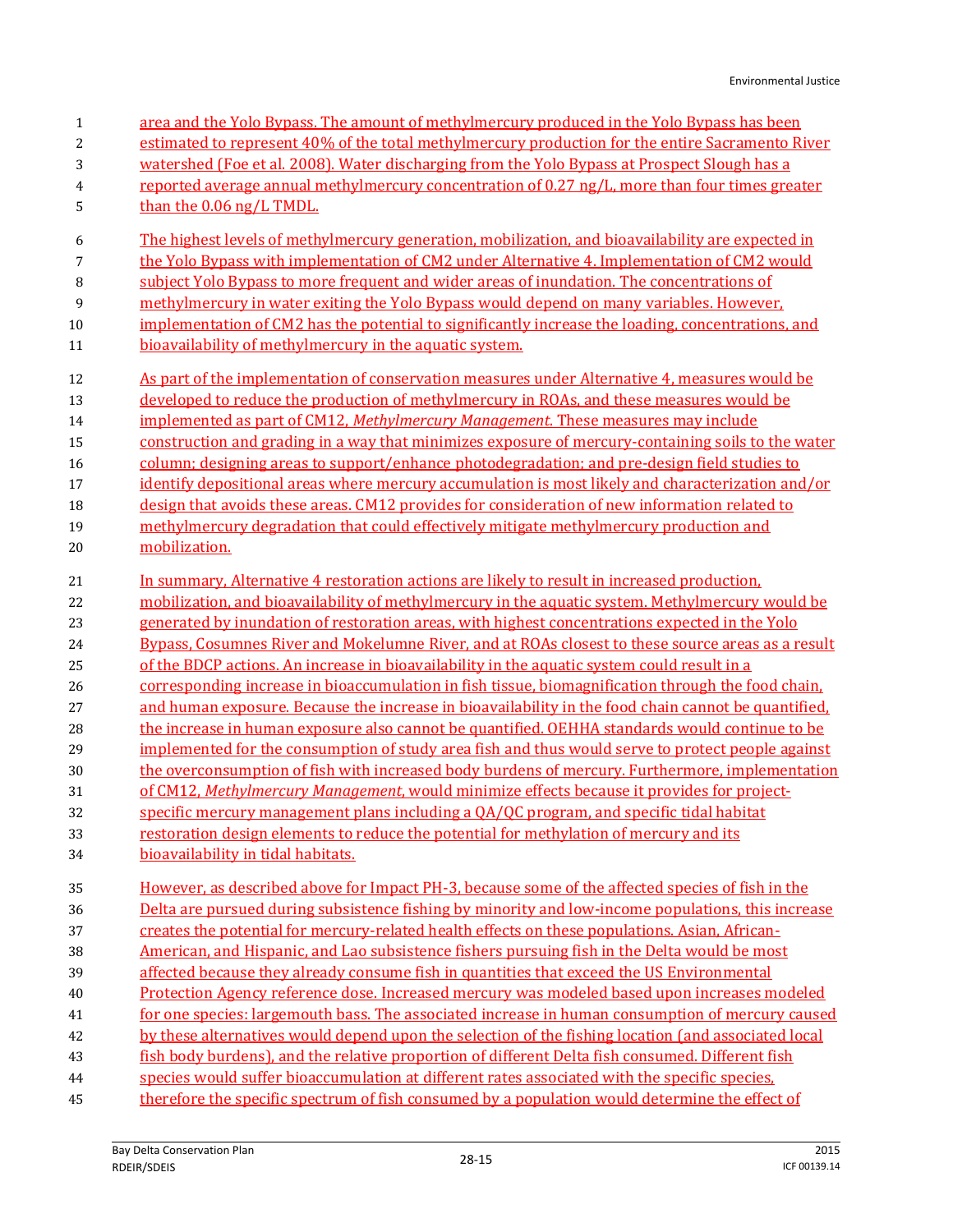area and the Yolo Bypass. The amount of methylmercury produced in the Yolo Bypass has been estimated to represent 40% of the total methylmercury production for the entire Sacramento River watershed (Foe et al. 2008). Water discharging from the Yolo Bypass at Prospect Slough has a reported average annual methylmercury concentration of 0.27 ng/L, more than four times greater than the 0.06 ng/L TMDL.

The highest levels of methylmercury generation, mobilization, and bioavailability are expected in the Yolo Bypass with implementation of CM2 under Alternative 4. Implementation of CM2 would subject Yolo Bypass to more frequent and wider areas of inundation. The concentrations of methylmercury in water exiting the Yolo Bypass would depend on many variables. However, implementation of CM2 has the potential to significantly increase the loading, concentrations, and bioavailability of methylmercury in the aquatic system.

As part of the implementation of conservation measures under Alternative 4, measures would be developed to reduce the production of methylmercury in ROAs, and these measures would be implemented as part of CM12, *Methylmercury Management*. These measures may include construction and grading in a way that minimizes exposure of mercury-containing soils to the water column; designing areas to support/enhance photodegradation; and pre-design field studies to identify depositional areas where mercury accumulation is most likely and characterization and/or design that avoids these areas. CM12 provides for consideration of new information related to methylmercury degradation that could effectively mitigate methylmercury production and mobilization.

In summary, Alternative 4 restoration actions are likely to result in increased production, mobilization, and bioavailability of methylmercury in the aquatic system. Methylmercury would be generated by inundation of restoration areas, with highest concentrations expected in the Yolo Bypass, Cosumnes River and Mokelumne River, and at ROAs closest to these source areas as a result of the BDCP actions. An increase in bioavailability in the aquatic system could result in a corresponding increase in bioaccumulation in fish tissue, biomagnification through the food chain, and human exposure. Because the increase in bioavailability in the food chain cannot be quantified, the increase in human exposure also cannot be quantified. OEHHA standards would continue to be implemented for the consumption of study area fish and thus would serve to protect people against the overconsumption of fish with increased body burdens of mercury. Furthermore, implementation of CM12, *Methylmercury Management*, would minimize effects because it provides for project-specific mercury management plans including a QA/QC program, and specific tidal habitat restoration design elements to reduce the potential for methylation of mercury and its bioavailability in tidal habitats.

However, as described above for Impact PH-3, because some of the affected species of fish in the Delta are pursued during subsistence fishing by minority and low-income populations, this increase creates the potential for mercury-related health effects on these populations. Asian, African-American, and Hispanic, and Lao subsistence fishers pursuing fish in the Delta would be most affected because they already consume fish in quantities that exceed the US Environmental Protection Agency reference dose. Increased mercury was modeled based upon increases modeled for one species: largemouth bass. The associated increase in human consumption of mercury caused by these alternatives would depend upon the selection of the fishing location (and associated local fish body burdens), and the relative proportion of different Delta fish consumed. Different fish species would suffer bioaccumulation at different rates associated with the specific species, therefore the specific spectrum of fish consumed by a population would determine the effect of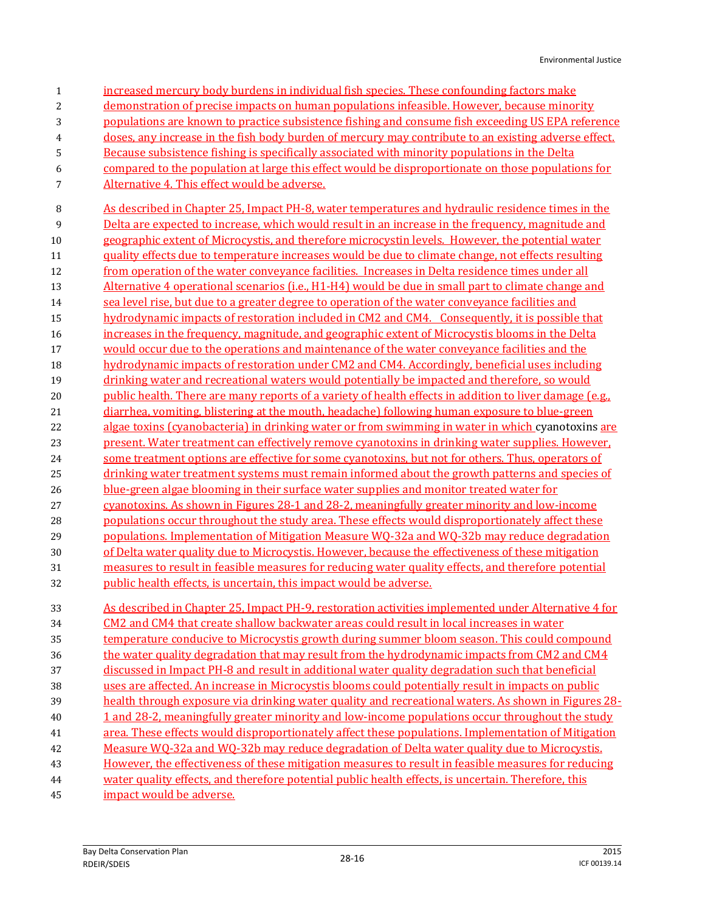increased mercury body burdens in individual fish species. These confounding factors make demonstration of precise impacts on human populations infeasible. However, because minority populations are known to practice subsistence fishing and consume fish exceeding US EPA reference doses, any increase in the fish body burden of mercury may contribute to an existing adverse effect. Because subsistence fishing is specifically associated with minority populations in the Delta compared to the population at large this effect would be disproportionate on those populations for Alternative 4. This effect would be adverse.

As described in Chapter 25, Impact PH-8, water temperatures and hydraulic residence times in the Delta are expected to increase, which would result in an increase in the frequency, magnitude and geographic extent of Microcystis, and therefore microcystin levels. However, the potential water quality effects due to temperature increases would be due to climate change, not effects resulting from operation of the water conveyance facilities. Increases in Delta residence times under all Alternative 4 operational scenarios (i.e., H1-H4) would be due in small part to climate change and sea level rise, but due to a greater degree to operation of the water conveyance facilities and hydrodynamic impacts of restoration included in CM2 and CM4. Consequently, it is possible that increases in the frequency, magnitude, and geographic extent of Microcystis blooms in the Delta would occur due to the operations and maintenance of the water conveyance facilities and the hydrodynamic impacts of restoration under CM2 and CM4. Accordingly, beneficial uses including drinking water and recreational waters would potentially be impacted and therefore, so would public health. There are many reports of a variety of health effects in addition to liver damage (e.g., diarrhea, vomiting, blistering at the mouth, headache) following human exposure to blue-green algae toxins (cyanobacteria) in drinking water or from swimming in water in which cyanotoxins are present. Water treatment can effectively remove cyanotoxins in drinking water supplies. However, some treatment options are effective for some cyanotoxins, but not for others. Thus, operators of drinking water treatment systems must remain informed about the growth patterns and species of blue-green algae blooming in their surface water supplies and monitor treated water for cyanotoxins. As shown in Figures 28-1 and 28-2, meaningfully greater minority and low-income populations occur throughout the study area. These effects would disproportionately affect these populations. Implementation of Mitigation Measure WQ-32a and WQ-32b may reduce degradation of Delta water quality due to Microcystis. However, because the effectiveness of these mitigation measures to result in feasible measures for reducing water quality effects, and therefore potential public health effects, is uncertain, this impact would be adverse.

As described in Chapter 25, Impact PH-9, restoration activities implemented under Alternative 4 for CM2 and CM4 that create shallow backwater areas could result in local increases in water temperature conducive to Microcystis growth during summer bloom season. This could compound the water quality degradation that may result from the hydrodynamic impacts from CM2 and CM4 discussed in Impact PH-8 and result in additional water quality degradation such that beneficial uses are affected. An increase in Microcystis blooms could potentially result in impacts on public health through exposure via drinking water quality and recreational waters. As shown in Figures 28-1 and 28-2, meaningfully greater minority and low-income populations occur throughout the study area. These effects would disproportionately affect these populations. Implementation of Mitigation Measure WQ-32a and WQ-32b may reduce degradation of Delta water quality due to Microcystis. However, the effectiveness of these mitigation measures to result in feasible measures for reducing water quality effects, and therefore potential public health effects, is uncertain. Therefore, this impact would be adverse.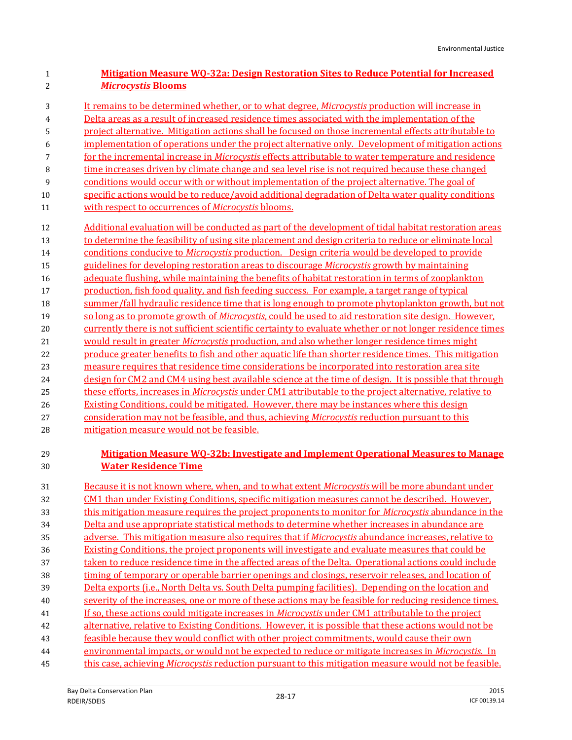#### Mitigation Measure WQ-32a: Design Restoration Sites to Reduce Potential for Increased *Microcystis* Blooms

It remains to be determined whether, or to what degree, *Microcystis* production will increase in Delta areas as a result of increased residence times associated with the implementation of the project alternative. Mitigation actions shall be focused on those incremental effects attributable to implementation of operations under the project alternative only. Development of mitigation actions for the incremental increase in *Microcystis* effects attributable to water temperature and residence time increases driven by climate change and sea level rise is not required because these changed conditions would occur with or without implementation of the project alternative. The goal of specific actions would be to reduce/avoid additional degradation of Delta water quality conditions with respect to occurrences of *Microcystis* blooms.

Additional evaluation will be conducted as part of the development of tidal habitat restoration areas to determine the feasibility of using site placement and design criteria to reduce or eliminate local conditions conducive to *Microcystis* production. Design criteria would be developed to provide guidelines for developing restoration areas to discourage *Microcystis* growth by maintaining adequate flushing, while maintaining the benefits of habitat restoration in terms of zooplankton production, fish food quality, and fish feeding success. For example, a target range of typical summer/fall hydraulic residence time that is long enough to promote phytoplankton growth, but not so long as to promote growth of *Microcystis*, could be used to aid restoration site design. However, currently there is not sufficient scientific certainty to evaluate whether or not longer residence times would result in greater *Microcystis* production, and also whether longer residence times might produce greater benefits to fish and other aquatic life than shorter residence times. This mitigation measure requires that residence time considerations be incorporated into restoration area site design for CM2 and CM4 using best available science at the time of design. It is possible that through these efforts, increases in *Microcystis* under CM1 attributable to the project alternative, relative to Existing Conditions, could be mitigated. However, there may be instances where this design consideration may not be feasible, and thus, achieving *Microcystis* reduction pursuant to this mitigation measure would not be feasible.

#### Mitigation Measure WQ-32b: Investigate and Implement Operational Measures to Manage Water Residence Time

Because it is not known where, when, and to what extent *Microcystis* will be more abundant under CM1 than under Existing Conditions, specific mitigation measures cannot be described. However, this mitigation measure requires the project proponents to monitor for *Microcystis* abundance in the Delta and use appropriate statistical methods to determine whether increases in abundance are adverse. This mitigation measure also requires that if *Microcystis* abundance increases, relative to Existing Conditions, the project proponents will investigate and evaluate measures that could be taken to reduce residence time in the affected areas of the Delta. Operational actions could include timing of temporary or operable barrier openings and closings, reservoir releases, and location of Delta exports (i.e., North Delta vs. South Delta pumping facilities). Depending on the location and severity of the increases, one or more of these actions may be feasible for reducing residence times. If so, these actions could mitigate increases in *Microcystis* under CM1 attributable to the project alternative, relative to Existing Conditions. However, it is possible that these actions would not be feasible because they would conflict with other project commitments, would cause their own environmental impacts, or would not be expected to reduce or mitigate increases in *Microcystis*. In this case, achieving *Microcystis* reduction pursuant to this mitigation measure would not be feasible.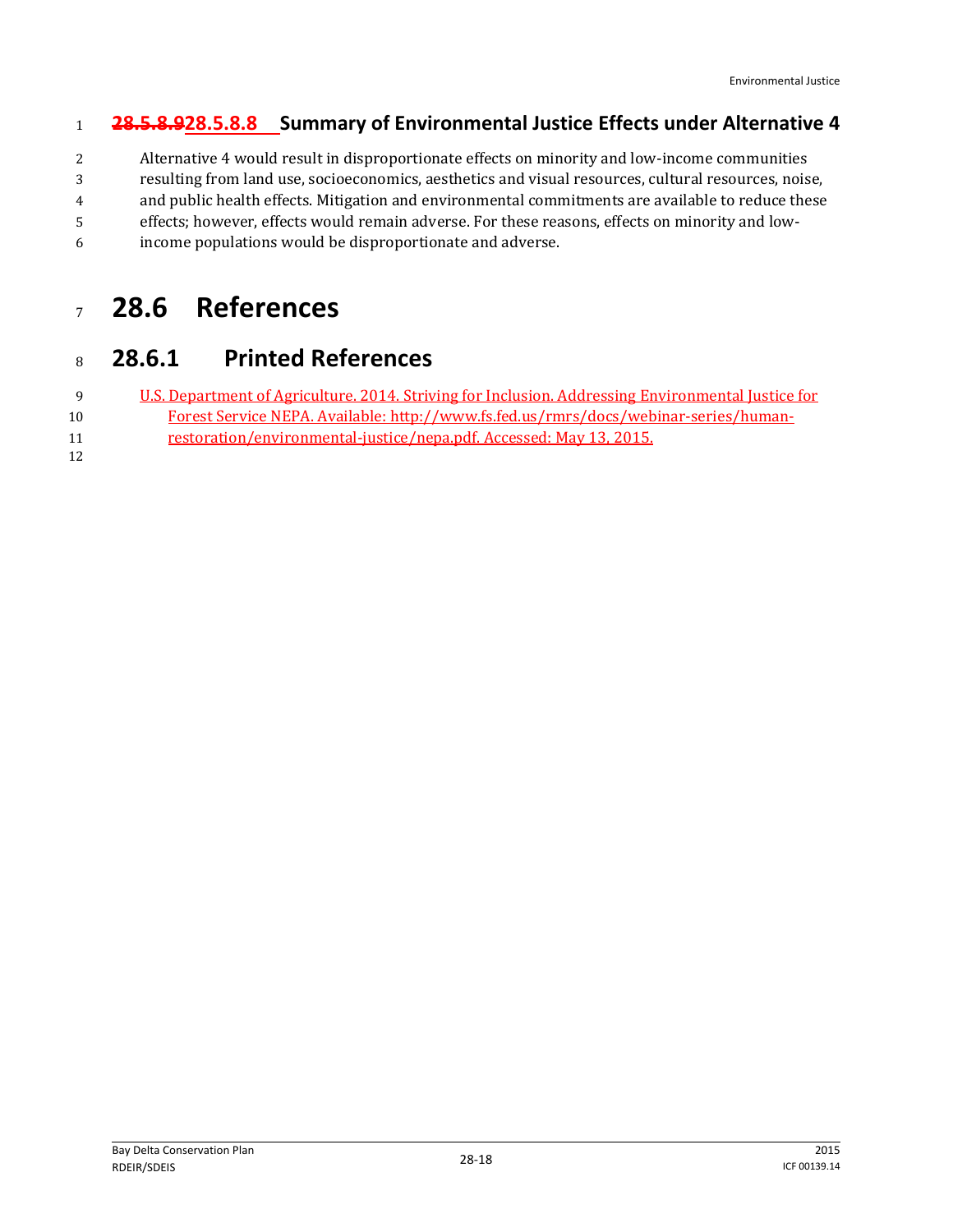#### ~~28.5.8.9~~28.5.8.8 Summary of Environmental Justice Effects under Alternative 4

Alternative 4 would result in disproportionate effects on minority and low-income communities resulting from land use, socioeconomics, aesthetics and visual resources, cultural resources, noise, and public health effects. Mitigation and environmental commitments are available to reduce these effects; however, effects would remain adverse. For these reasons, effects on minority and low-income populations would be disproportionate and adverse.

# 28.6 References

## 28.6.1 Printed References

U.S. Department of Agriculture. 2014. Striving for Inclusion. Addressing Environmental Justice for Forest Service NEPA. Available: http://www.fs.fed.us/rmrs/docs/webinar-series/human-restoration/environmental-justice/nepa.pdf. Accessed: May 13, 2015.